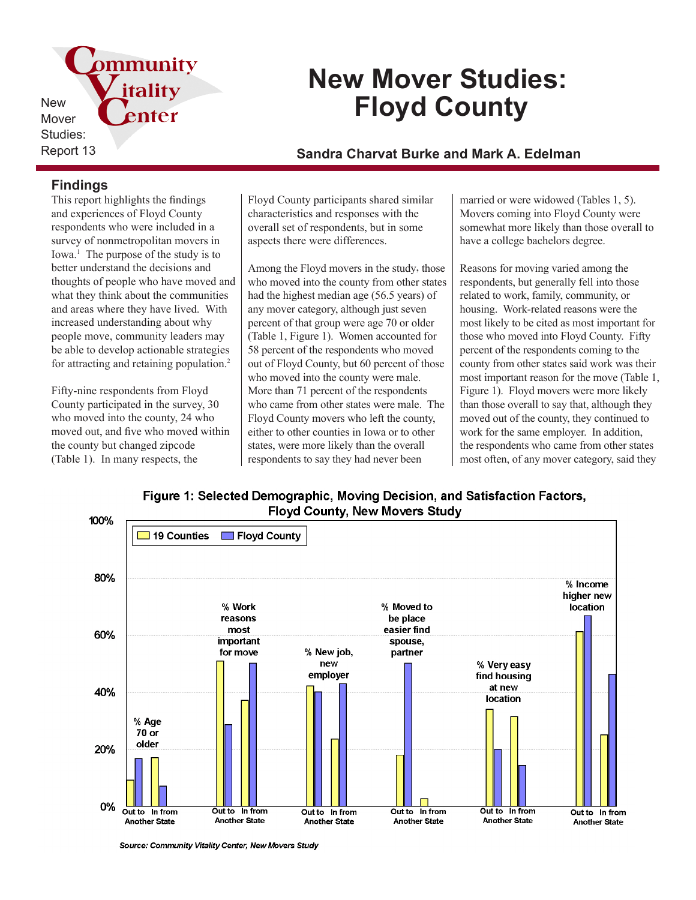New Mover Studies: Report 13

# New Mover Studies: Floyd County

**Sandra Charvat Burke and Mark A. Edelman**

## Findings

This report highlights the findings and experiences of Floyd County respondents who were included in a survey of nonmetropolitan movers in Iowa.[1] The purpose of the study is to better understand the decisions and thoughts of people who have moved and what they think about the communities and areas where they have lived. With increased understanding about why people move, community leaders may be able to develop actionable strategies for attracting and retaining population.[2]

Fifty-nine respondents from Floyd County participated in the survey, 30 who moved into the county, 24 who moved out, and five who moved within the county but changed zipcode (Table 1). In many respects, the Floyd County participants shared similar characteristics and responses with the overall set of respondents, but in some aspects there were differences.

Among the Floyd movers in the study, those who moved into the county from other states had the highest median age (56.5 years) of any mover category, although just seven percent of that group were age 70 or older (Table 1, Figure 1). Women accounted for 58 percent of the respondents who moved out of Floyd County, but 60 percent of those who moved into the county were male. More than 71 percent of the respondents who came from other states were male. The Floyd County movers who left the county, either to other counties in Iowa or to other states, were more likely than the overall respondents to say they had never been married or were widowed (Tables 1, 5). Movers coming into Floyd County were somewhat more likely than those overall to have a college bachelors degree.

Reasons for moving varied among the respondents, but generally fell into those related to work, family, community, or housing. Work-related reasons were the most likely to be cited as most important for those who moved into Floyd County. Fifty percent of the respondents coming to the county from other states said work was their most important reason for the move (Table 1, Figure 1). Floyd movers were more likely than those overall to say that, although they moved out of the county, they continued to work for the same employer. In addition, the respondents who came from other states most often, of any mover category, said they

**Figure 1: Selected Demographic, Moving Decision, and Satisfaction Factors, Floyd County, New Movers Study**

| Factor | Group | 19 Counties | Floyd County |
|---|---|---|---|
| % Age 70 or older | Out to Another State | ~9% | ~17% |
| | In from Another State | ~17% | ~7% |
| % Work reasons most important for move | Out to Another State | ~51% | ~28% |
| | In from Another State | ~37% | ~50% |
| % New job, new employer | Out to Another State | ~42% | ~40% |
| | In from Another State | ~23% | ~43% |
| % Moved to be place easier find spouse, partner | Out to Another State | ~18% | ~50% |
| | In from Another State | ~3% | 0% |
| % Very easy find housing at new location | Out to Another State | ~34% | ~20% |
| | In from Another State | ~31% | ~14% |
| % Income higher new location | Out to Another State | ~61% | ~67% |
| | In from Another State | ~25% | ~46% |

*Source: Community Vitality Center, New Movers Study*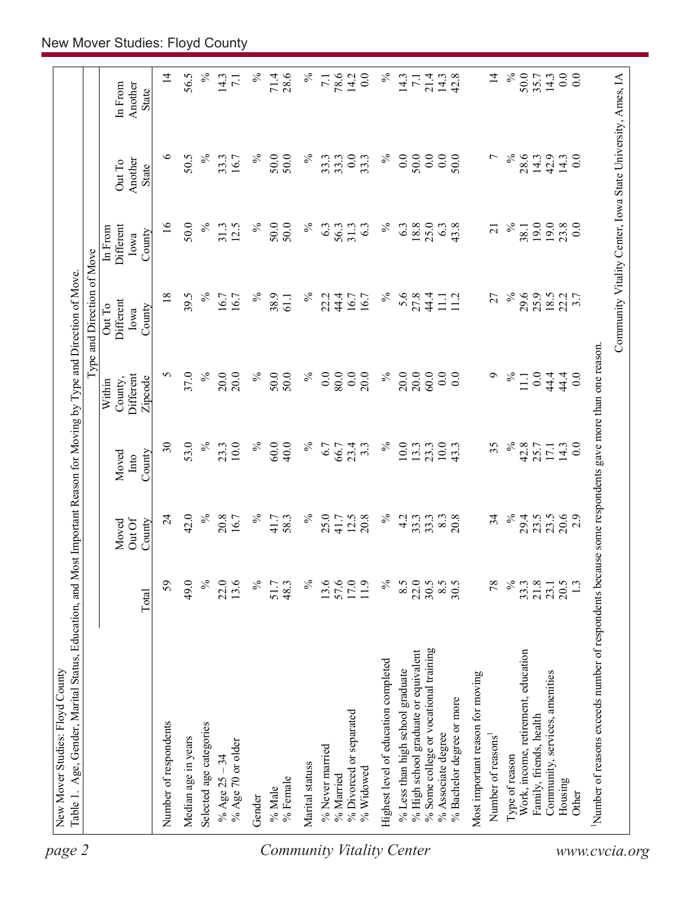New Mover Studies: Floyd County

Table 1. Age, Gender, Marital Status, Education, and Most Important Reason for Moving by Type and Direction of Move.

| | Total | Moved Out Of County | Moved Into County | Within County, Different Zipcode | Out To Different Iowa County | In From Different Iowa County | Out To Another State | In From Another State |
|---|---|---|---|---|---|---|---|---|
| | | | | Type and Direction of Move | | | | |
| Number of respondents | 59 | 24 | 30 | 5 | 18 | 16 | 6 | 14 |
| Median age in years | 49.0 | 42.0 | 53.0 | 37.0 | 39.5 | 50.0 | 50.5 | 56.5 |
| Selected age categories | % | % | % | % | % | % | % | % |
| % Age 25 – 34 | 22.0 | 20.8 | 23.3 | 20.0 | 16.7 | 31.3 | 33.3 | 14.3 |
| % Age 70 or older | 13.6 | 16.7 | 10.0 | 20.0 | 16.7 | 12.5 | 16.7 | 7.1 |
| Gender | % | % | % | % | % | % | % | % |
| % Male | 51.7 | 41.7 | 60.0 | 50.0 | 38.9 | 50.0 | 50.0 | 71.4 |
| % Female | 48.3 | 58.3 | 40.0 | 50.0 | 61.1 | 50.0 | 50.0 | 28.6 |
| Marital statuss | % | % | % | % | % | % | % | % |
| % Never married | 13.6 | 25.0 | 6.7 | 0.0 | 22.2 | 6.3 | 33.3 | 7.1 |
| % Married | 57.6 | 41.7 | 66.7 | 80.0 | 44.4 | 56.3 | 33.3 | 78.6 |
| % Divorced or separated | 17.0 | 12.5 | 23.4 | 0.0 | 16.7 | 31.3 | 0.0 | 14.2 |
| % Widowed | 11.9 | 20.8 | 3.3 | 20.0 | 16.7 | 6.3 | 33.3 | 0.0 |
| Highest level of education completed | % | % | % | % | % | % | % | % |
| % Less than high school graduate | 8.5 | 4.2 | 10.0 | 20.0 | 5.6 | 6.3 | 0.0 | 14.3 |
| % High school graduate or equivalent | 22.0 | 33.3 | 13.3 | 20.0 | 27.8 | 18.8 | 50.0 | 7.1 |
| % Some college or vocational training | 30.5 | 33.3 | 23.3 | 60.0 | 44.4 | 25.0 | 0.0 | 21.4 |
| % Associate degree | 8.5 | 8.3 | 10.0 | 0.0 | 11.1 | 6.3 | 0.0 | 14.3 |
| % Bachelor degree or more | 30.5 | 20.8 | 43.3 | 0.0 | 11.2 | 43.8 | 50.0 | 42.8 |
| Most important reason for moving | | | | | | | | |
| Number of reasons[1] | 78 | 34 | 35 | 9 | 27 | 21 | 7 | 14 |
| Type of reason | % | % | % | % | % | % | % | % |
| Work, income, retirement, education | 33.3 | 29.4 | 42.8 | 11.1 | 29.6 | 38.1 | 28.6 | 50.0 |
| Family, friends, health | 21.8 | 23.5 | 25.7 | 0.0 | 25.9 | 19.0 | 14.3 | 35.7 |
| Community, services, amenities | 23.1 | 23.5 | 17.1 | 44.4 | 18.5 | 19.0 | 42.9 | 14.3 |
| Housing | 20.5 | 20.6 | 14.3 | 44.4 | 22.2 | 23.8 | 14.3 | 0.0 |
| Other | 1.3 | 2.9 | 0.0 | 0.0 | 3.7 | 0.0 | 0.0 | 0.0 |

[1]Number of reasons exceeds number of respondents because some respondents gave more than one reason.

Community Vitality Center, Iowa State University, Ames, IA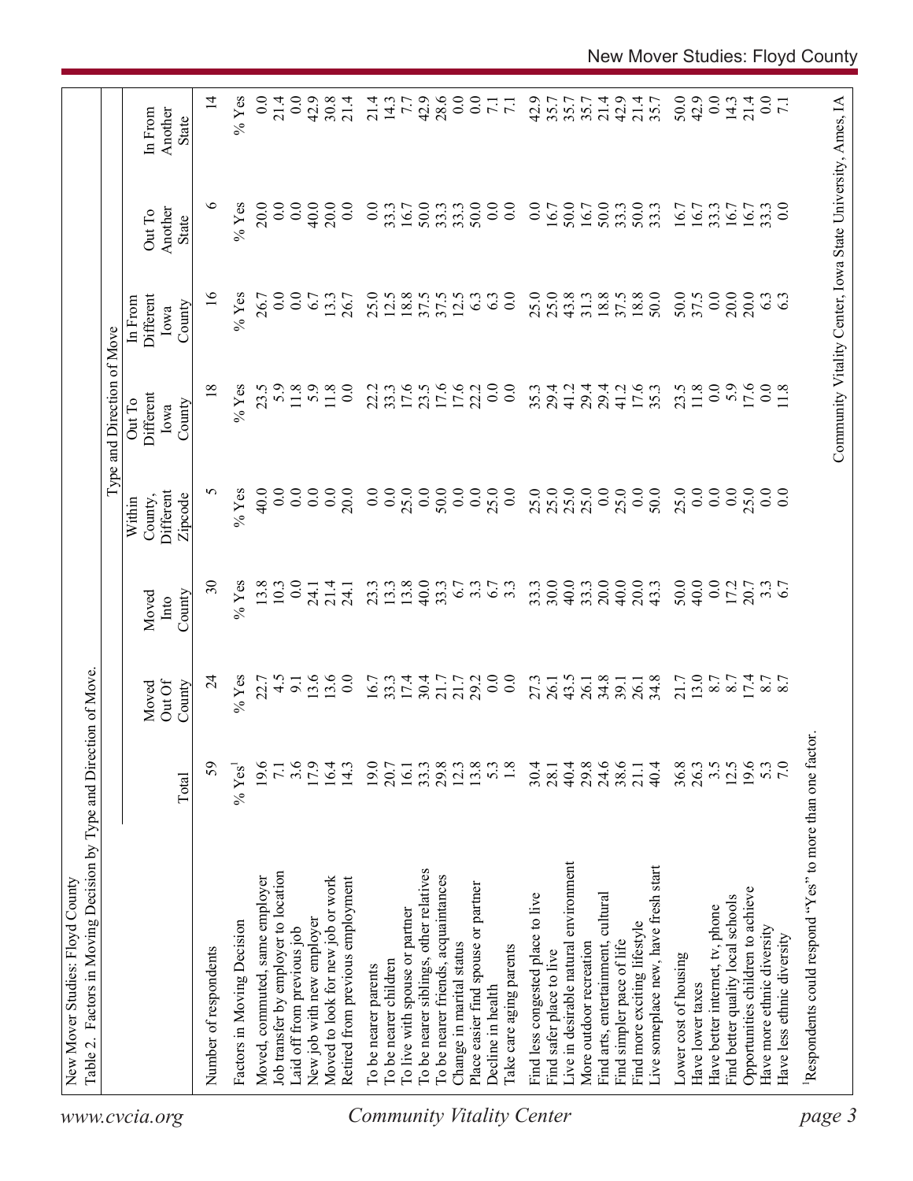New Mover Studies: Floyd County

Table 2. Factors in Moving Decision by Type and Direction of Move.

| | Total | Moved Out Of County | Moved Into County | Within County, Different Zipcode | Out To Different Iowa County | In From Different Iowa County | Out To Another State | In From Another State |
|---|---|---|---|---|---|---|---|---|
| | | | | Type and Direction of Move | | | | |
| Number of respondents | 59 | 24 | 30 | 5 | 18 | 16 | 6 | 14 |
| Factors in Moving Decision | % Yes[1] | % Yes | % Yes | % Yes | % Yes | % Yes | % Yes | % Yes |
| Moved, commuted, same employer | 19.6 | 22.7 | 13.8 | 40.0 | 23.5 | 26.7 | 20.0 | 0.0 |
| Job transfer by employer to location | 7.1 | 4.5 | 10.3 | 0.0 | 5.9 | 0.0 | 0.0 | 21.4 |
| Laid off from previous job | 3.6 | 9.1 | 0.0 | 0.0 | 11.8 | 0.0 | 0.0 | 0.0 |
| New job with new employer | 17.9 | 13.6 | 24.1 | 0.0 | 5.9 | 6.7 | 40.0 | 42.9 |
| Moved to look for new job or work | 16.4 | 13.6 | 21.4 | 0.0 | 11.8 | 13.3 | 20.0 | 30.8 |
| Retired from previous employment | 14.3 | 0.0 | 24.1 | 20.0 | 0.0 | 26.7 | 0.0 | 21.4 |
| To be nearer parents | 19.0 | 16.7 | 23.3 | 0.0 | 22.2 | 25.0 | 0.0 | 21.4 |
| To be nearer children | 20.7 | 33.3 | 13.3 | 0.0 | 33.3 | 12.5 | 33.3 | 14.3 |
| To live with spouse or partner | 16.1 | 17.4 | 13.8 | 25.0 | 17.6 | 18.8 | 16.7 | 7.7 |
| To be nearer siblings, other relatives | 33.3 | 30.4 | 40.0 | 0.0 | 23.5 | 37.5 | 50.0 | 42.9 |
| To be nearer friends, acquaintances | 29.8 | 21.7 | 33.3 | 50.0 | 17.6 | 37.5 | 33.3 | 28.6 |
| Change in marital status | 12.3 | 21.7 | 6.7 | 0.0 | 17.6 | 12.5 | 33.3 | 0.0 |
| Place easier find spouse or partner | 13.8 | 29.2 | 3.3 | 0.0 | 22.2 | 6.3 | 50.0 | 0.0 |
| Decline in health | 5.3 | 0.0 | 6.7 | 25.0 | 0.0 | 6.3 | 0.0 | 7.1 |
| Take care aging parents | 1.8 | 0.0 | 3.3 | 0.0 | 0.0 | 0.0 | 0.0 | 7.1 |
| Find less congested place to live | 30.4 | 27.3 | 33.3 | 25.0 | 35.3 | 25.0 | 0.0 | 42.9 |
| Find safer place to live | 28.1 | 26.1 | 30.0 | 25.0 | 29.4 | 25.0 | 16.7 | 35.7 |
| Live in desirable natural environment | 40.4 | 43.5 | 40.0 | 25.0 | 41.2 | 43.8 | 50.0 | 35.7 |
| More outdoor recreation | 29.8 | 26.1 | 33.3 | 25.0 | 29.4 | 31.3 | 16.7 | 35.7 |
| Find arts, entertainment, cultural | 24.6 | 34.8 | 20.0 | 0.0 | 29.4 | 18.8 | 50.0 | 21.4 |
| Find simpler pace of life | 38.6 | 39.1 | 40.0 | 25.0 | 41.2 | 37.5 | 33.3 | 42.9 |
| Find more exciting lifestyle | 21.1 | 26.1 | 20.0 | 0.0 | 17.6 | 18.8 | 50.0 | 21.4 |
| Live someplace new, have fresh start | 40.4 | 34.8 | 43.3 | 50.0 | 35.3 | 50.0 | 33.3 | 35.7 |
| Lower cost of housing | 36.8 | 21.7 | 50.0 | 25.0 | 23.5 | 50.0 | 16.7 | 50.0 |
| Have lower taxes | 26.3 | 13.0 | 40.0 | 0.0 | 11.8 | 37.5 | 16.7 | 42.9 |
| Have better internet, tv, phone | 3.5 | 8.7 | 0.0 | 0.0 | 0.0 | 0.0 | 33.3 | 0.0 |
| Find better quality local schools | 12.5 | 8.7 | 17.2 | 0.0 | 5.9 | 20.0 | 16.7 | 14.3 |
| Opportunities children to achieve | 19.6 | 17.4 | 20.7 | 25.0 | 17.6 | 20.0 | 16.7 | 21.4 |
| Have more ethnic diversity | 5.3 | 8.7 | 3.3 | 0.0 | 0.0 | 6.3 | 33.3 | 0.0 |
| Have less ethnic diversity | 7.0 | 8.7 | 6.7 | 0.0 | 11.8 | 6.3 | 0.0 | 7.1 |

[1]Respondents could respond "Yes" to more than one factor.

Community Vitality Center, Iowa State University, Ames, IA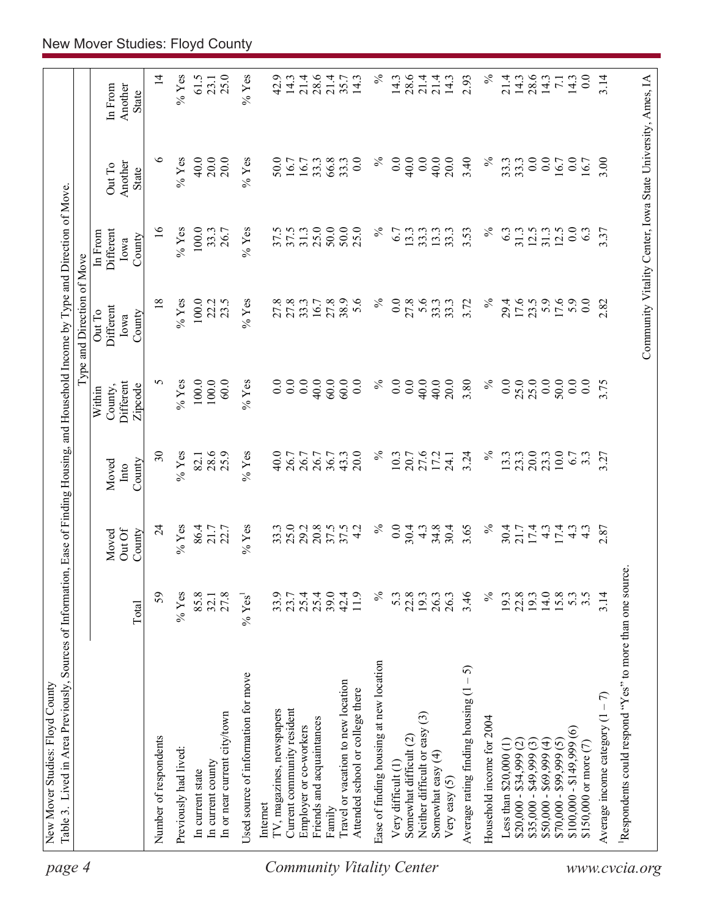New Mover Studies: Floyd County

Table 3. Lived in Area Previously, Sources of Information, Ease of Finding Housing, and Household Income by Type and Direction of Move.

| | | | | Type and Direction of Move | | | | | |
|---|---|---|---|---|---|---|---|---|---|
| | Total | Moved Out Of County | Moved Into County | Within County, Different Zipcode | Out To Different Iowa County | In From Different Iowa County | Out To Another State | In From Another State |
| Number of respondents | 59 | 24 | 30 | 5 | 18 | 16 | 6 | 14 |
| Previously had lived: | % Yes | % Yes | % Yes | % Yes | % Yes | % Yes | % Yes | % Yes |
| In current state | 85.8 | 86.4 | 82.1 | 100.0 | 100.0 | 100.0 | 40.0 | 61.5 |
| In current county | 32.1 | 21.7 | 28.6 | 100.0 | 22.2 | 33.3 | 20.0 | 23.1 |
| In or near current city/town | 27.8 | 22.7 | 25.9 | 60.0 | 23.5 | 26.7 | 20.0 | 25.0 |
| Used source of information for move | % Yes[1] | % Yes | % Yes | % Yes | % Yes | % Yes | % Yes | % Yes |
| Internet | 33.9 | 33.3 | 40.0 | 0.0 | 27.8 | 37.5 | 50.0 | 42.9 |
| TV, magazines, newspapers | 23.7 | 25.0 | 26.7 | 0.0 | 27.8 | 37.5 | 16.7 | 14.3 |
| Current community resident | 25.4 | 29.2 | 26.7 | 0.0 | 33.3 | 31.3 | 16.7 | 21.4 |
| Employer or co-workers | 25.4 | 20.8 | 26.7 | 40.0 | 16.7 | 25.0 | 33.3 | 28.6 |
| Friends and acquaintances | 39.0 | 37.5 | 36.7 | 60.0 | 27.8 | 50.0 | 66.8 | 21.4 |
| Family | 42.4 | 37.5 | 43.3 | 60.0 | 38.9 | 50.0 | 33.3 | 35.7 |
| Travel or vacation to new location | 11.9 | 4.2 | 20.0 | 0.0 | 5.6 | 25.0 | 0.0 | 14.3 |
| Attended school or college there | | | | | | | | |
| Ease of finding housing at new location | % | % | % | % | % | % | % | % |
| Very difficult (1) | 5.3 | 0.0 | 10.3 | 0.0 | 0.0 | 6.7 | 0.0 | 14.3 |
| Somewhat difficult (2) | 22.8 | 30.4 | 20.7 | 0.0 | 27.8 | 13.3 | 40.0 | 28.6 |
| Neither difficult or easy (3) | 19.3 | 4.3 | 27.6 | 40.0 | 5.6 | 33.3 | 0.0 | 21.4 |
| Somewhat easy (4) | 26.3 | 34.8 | 17.2 | 40.0 | 33.3 | 13.3 | 40.0 | 21.4 |
| Very easy (5) | 26.3 | 30.4 | 24.1 | 20.0 | 33.3 | 33.3 | 20.0 | 14.3 |
| Average rating finding housing (1 – 5) | 3.46 | 3.65 | 3.24 | 3.80 | 3.72 | 3.53 | 3.40 | 2.93 |
| Household income for 2004 | % | % | % | % | % | % | % | % |
| Less than $20,000 (1) | 19.3 | 30.4 | 13.3 | 0.0 | 29.4 | 6.3 | 33.3 | 21.4 |
| $20,000 - $34,999 (2) | 22.8 | 21.7 | 23.3 | 25.0 | 17.6 | 31.3 | 33.3 | 14.3 |
| $35,000 - $49,999 (3) | 19.3 | 17.4 | 20.0 | 25.0 | 23.5 | 12.5 | 0.0 | 28.6 |
| $50,000 - $69,999 (4) | 14.0 | 4.3 | 23.3 | 0.0 | 5.9 | 31.3 | 0.0 | 14.3 |
| $70,000 - $99,999 (5) | 15.8 | 17.4 | 10.0 | 50.0 | 17.6 | 12.5 | 16.7 | 7.1 |
| $100,000 - $149,999 (6) | 5.3 | 4.3 | 6.7 | 0.0 | 5.9 | 0.0 | 0.0 | 14.3 |
| $150,000 or more (7) | 3.5 | 4.3 | 3.3 | 0.0 | 0.0 | 6.3 | 16.7 | 0.0 |
| Average income category (1 – 7) | 3.14 | 2.87 | 3.27 | 3.75 | 2.82 | 3.37 | 3.00 | 3.14 |

[1]Respondents could respond "Yes" to more than one source.

Community Vitality Center, Iowa State University, Ames, IA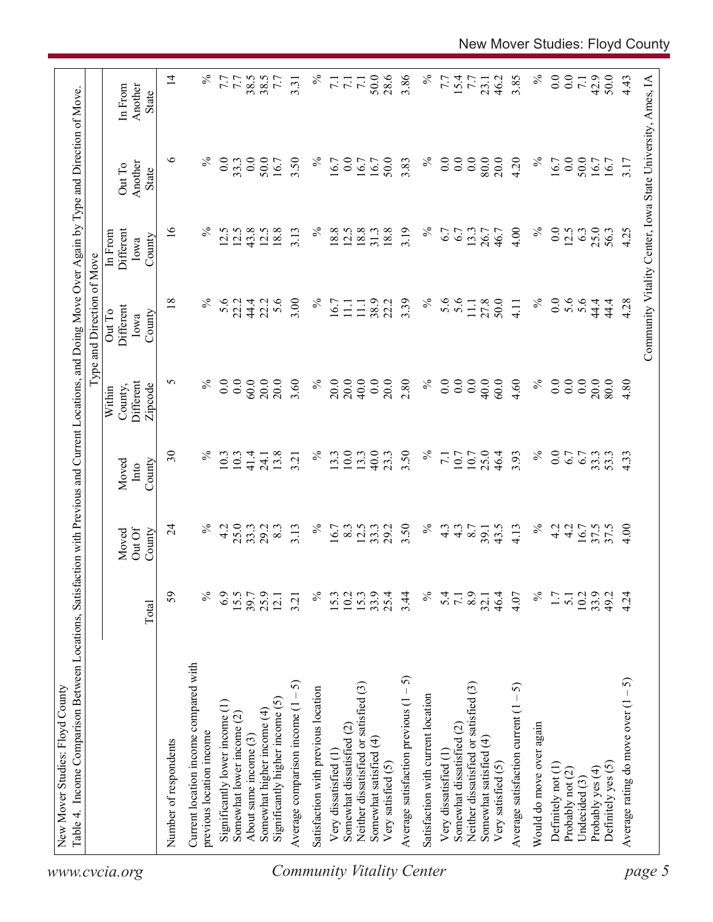New Mover Studies: Floyd County

Table 4. Income Comparison Between Locations, Satisfaction with Previous and Current Locations, and Doing Move Over Again by Type and Direction of Move.

| | | Type and Direction of Move | | | | | | |
|---|---|---|---|---|---|---|---|---|
| | Total | Moved Out Of County | Moved Into County | Within County, Different Zipcode | Out To Different Iowa County | In From Different Iowa County | Out To Another State | In From Another State |
| Number of respondents | 59 | 24 | 30 | 5 | 18 | 16 | 6 | 14 |
| Current location income compared with previous location income | % | % | % | % | % | % | % | % |
| Significantly lower income (1) | 6.9 | 4.2 | 10.3 | 0.0 | 5.6 | 12.5 | 0.0 | 7.7 |
| Somewhat lower income (2) | 15.5 | 25.0 | 10.3 | 0.0 | 22.2 | 12.5 | 33.3 | 7.7 |
| About same income (3) | 39.7 | 33.3 | 41.4 | 60.0 | 44.4 | 43.8 | 0.0 | 38.5 |
| Somewhat higher income (4) | 25.9 | 29.2 | 24.1 | 20.0 | 22.2 | 12.5 | 50.0 | 38.5 |
| Significantly higher income (5) | 12.1 | 8.3 | 13.8 | 20.0 | 5.6 | 18.8 | 16.7 | 7.7 |
| Average comparison income (1 – 5) | 3.21 | 3.13 | 3.21 | 3.60 | 3.00 | 3.13 | 3.50 | 3.31 |
| Satisfaction with previous location | % | % | % | % | % | % | % | % |
| Very dissatisfied (1) | 15.3 | 16.7 | 13.3 | 20.0 | 16.7 | 18.8 | 16.7 | 7.1 |
| Somewhat dissatisfied (2) | 10.2 | 8.3 | 10.0 | 20.0 | 11.1 | 12.5 | 0.0 | 7.1 |
| Neither dissatisfied or satisfied (3) | 15.3 | 12.5 | 13.3 | 40.0 | 11.1 | 18.8 | 16.7 | 7.1 |
| Somewhat satisfied (4) | 33.9 | 33.3 | 40.0 | 0.0 | 38.9 | 31.3 | 16.7 | 50.0 |
| Very satisfied (5) | 25.4 | 29.2 | 23.3 | 20.0 | 22.2 | 18.8 | 50.0 | 28.6 |
| Average satisfaction previous (1 – 5) | 3.44 | 3.50 | 3.50 | 2.80 | 3.39 | 3.19 | 3.83 | 3.86 |
| Satisfaction with current location | % | % | % | % | % | % | % | % |
| Very dissatisfied (1) | 5.4 | 4.3 | 7.1 | 0.0 | 5.6 | 6.7 | 0.0 | 7.7 |
| Somewhat dissatisfied (2) | 7.1 | 4.3 | 10.7 | 0.0 | 5.6 | 6.7 | 0.0 | 15.4 |
| Neither dissatisfied or satisfied (3) | 8.9 | 8.7 | 10.7 | 0.0 | 11.1 | 13.3 | 0.0 | 7.7 |
| Somewhat satisfied (4) | 32.1 | 39.1 | 25.0 | 40.0 | 27.8 | 26.7 | 80.0 | 23.1 |
| Very satisfied (5) | 46.4 | 43.5 | 46.4 | 60.0 | 50.0 | 46.7 | 20.0 | 46.2 |
| Average satisfaction current (1 – 5) | 4.07 | 4.13 | 3.93 | 4.60 | 4.11 | 4.00 | 4.20 | 3.85 |
| Would do move over again | % | % | % | % | % | % | % | % |
| Definitely not (1) | 1.7 | 4.2 | 0.0 | 0.0 | 0.0 | 0.0 | 16.7 | 0.0 |
| Probably not (2) | 5.1 | 4.2 | 6.7 | 0.0 | 5.6 | 12.5 | 0.0 | 0.0 |
| Undecided (3) | 10.2 | 16.7 | 6.7 | 0.0 | 5.6 | 6.3 | 50.0 | 7.1 |
| Probably yes (4) | 33.9 | 37.5 | 33.3 | 20.0 | 44.4 | 25.0 | 16.7 | 42.9 |
| Definitely yes (5) | 49.2 | 37.5 | 53.3 | 80.0 | 44.4 | 56.3 | 16.7 | 50.0 |
| Average rating do move over (1 – 5) | 4.24 | 4.00 | 4.33 | 4.80 | 4.28 | 4.25 | 3.17 | 4.43 |

Community Vitality Center, Iowa State University, Ames, IA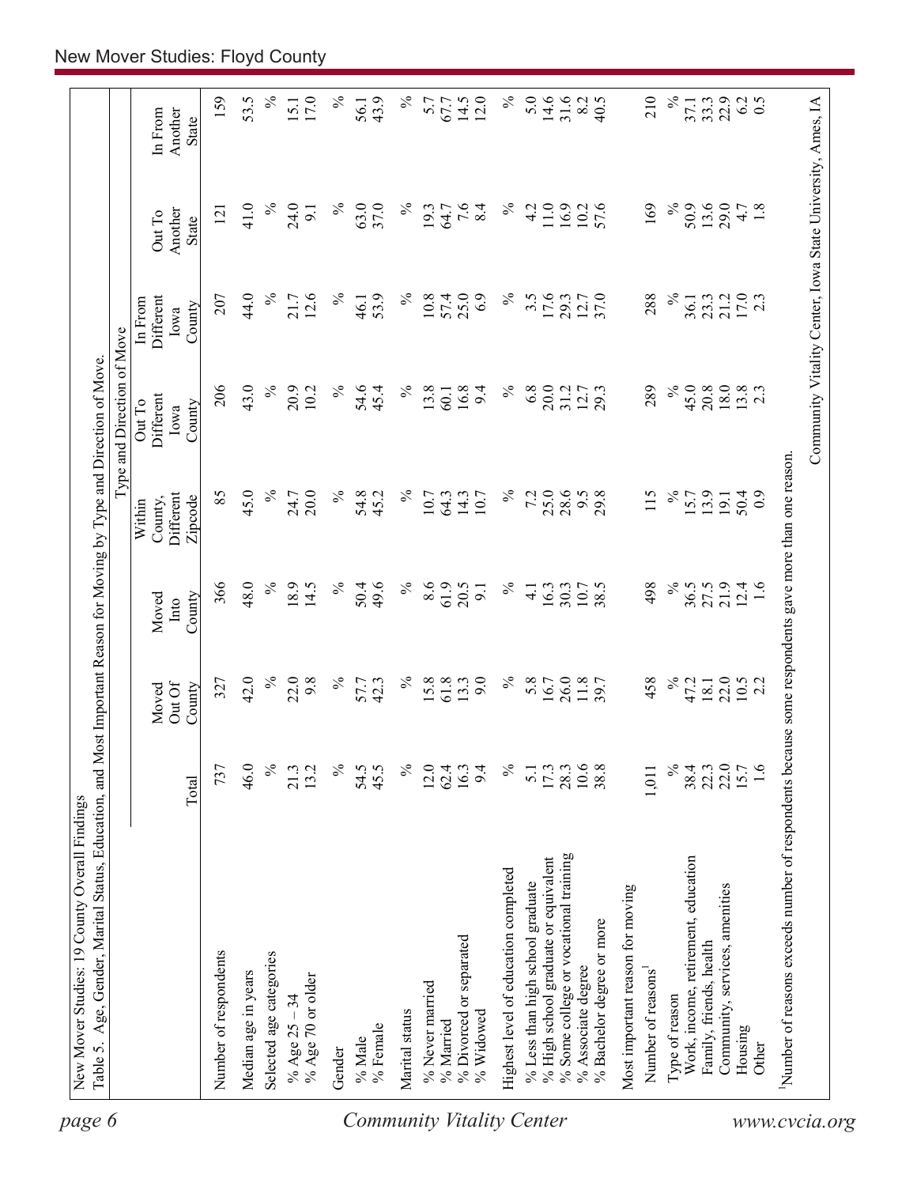New Mover Studies: 19 County Overall Findings

Table 5. Age, Gender, Marital Status, Education, and Most Important Reason for Moving by Type and Direction of Move.

| | Total | Moved Out Of County | Moved Into County | Within County, Different Zipcode | Out To Different Iowa County | In From Different Iowa County | Out To Another State | In From Another State |
|---|---|---|---|---|---|---|---|---|
| | | | | Type and Direction of Move | | | | |
| Number of respondents | 737 | 327 | 366 | 85 | 206 | 207 | 121 | 159 |
| Median age in years | 46.0 | 42.0 | 48.0 | 45.0 | 43.0 | 44.0 | 41.0 | 53.5 |
| Selected age categories | % | % | % | % | % | % | % | % |
| % Age 25 – 34 | 21.3 | 22.0 | 18.9 | 24.7 | 20.9 | 21.7 | 24.0 | 15.1 |
| % Age 70 or older | 13.2 | 9.8 | 14.5 | 20.0 | 10.2 | 12.6 | 9.1 | 17.0 |
| Gender | % | % | % | % | % | % | % | % |
| % Male | 54.5 | 57.7 | 50.4 | 54.8 | 54.6 | 46.1 | 63.0 | 56.1 |
| % Female | 45.5 | 42.3 | 49.6 | 45.2 | 45.4 | 53.9 | 37.0 | 43.9 |
| Marital status | % | % | % | % | % | % | % | % |
| % Never married | 12.0 | 15.8 | 8.6 | 10.7 | 13.8 | 10.8 | 19.3 | 5.7 |
| % Married | 62.4 | 61.8 | 61.9 | 64.3 | 60.1 | 57.4 | 64.7 | 67.7 |
| % Divorced or separated | 16.3 | 13.3 | 20.5 | 14.3 | 16.8 | 25.0 | 7.6 | 14.5 |
| % Widowed | 9.4 | 9.0 | 9.1 | 10.7 | 9.4 | 6.9 | 8.4 | 12.0 |
| Highest level of education completed | % | % | % | % | % | % | % | % |
| % Less than high school graduate | 5.1 | 5.8 | 4.1 | 7.2 | 6.8 | 3.5 | 4.2 | 5.0 |
| % High school graduate or equivalent | 17.3 | 16.7 | 16.3 | 25.0 | 20.0 | 17.6 | 11.0 | 14.6 |
| % Some college or vocational training | 28.3 | 26.0 | 30.3 | 28.6 | 31.2 | 29.3 | 16.9 | 31.6 |
| % Associate degree | 10.6 | 11.8 | 10.7 | 9.5 | 12.7 | 12.7 | 10.2 | 8.2 |
| % Bachelor degree or more | 38.8 | 39.7 | 38.5 | 29.8 | 29.3 | 37.0 | 57.6 | 40.5 |
| Most important reason for moving | | | | | | | | |
| Number of reasons[1] | 1,011 | 458 | 498 | 115 | 289 | 288 | 169 | 210 |
| Type of reason | % | % | % | % | % | % | % | % |
| Work, income, retirement, education | 38.4 | 47.2 | 36.5 | 15.7 | 45.0 | 36.1 | 50.9 | 37.1 |
| Family, friends, health | 22.3 | 18.1 | 27.5 | 13.9 | 20.8 | 23.3 | 13.6 | 33.3 |
| Community, services, amenities | 22.0 | 22.0 | 21.9 | 19.1 | 18.0 | 21.2 | 29.0 | 22.9 |
| Housing | 15.7 | 10.5 | 12.4 | 50.4 | 13.8 | 17.0 | 4.7 | 6.2 |
| Other | 1.6 | 2.2 | 1.6 | 0.9 | 2.3 | 2.3 | 1.8 | 0.5 |

[1]Number of reasons exceeds number of respondents because some respondents gave more than one reason.

Community Vitality Center, Iowa State University, Ames, IA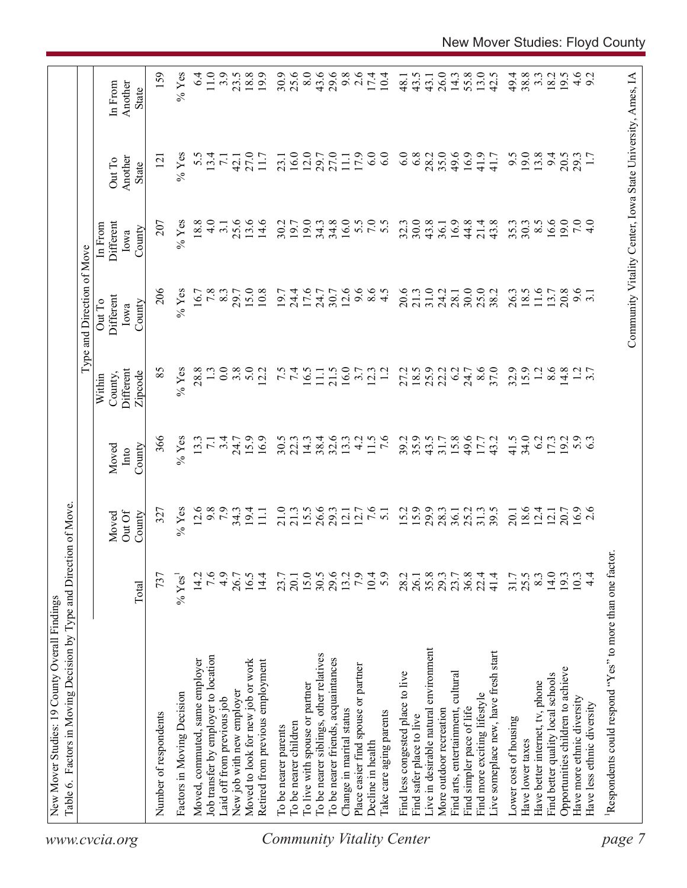New Mover Studies: 19 County Overall Findings

Table 6. Factors in Moving Decision by Type and Direction of Move.

| | | | | Type and Direction of Move | | | | |
|---|---|---|---|---|---|---|---|---|
| | Total | Moved Out Of County | Moved Into County | Within County, Different Zipcode | Out To Different Iowa County | In From Different Iowa County | Out To Another State | In From Another State |
| Number of respondents | 737 | 327 | 366 | 85 | 206 | 207 | 121 | 159 |
| Factors in Moving Decision | % Yes[1] | % Yes | % Yes | % Yes | % Yes | % Yes | % Yes | % Yes |
| Moved, commuted, same employer | 14.2 | 12.6 | 13.3 | 28.8 | 16.7 | 18.8 | 5.5 | 6.4 |
| Job transfer by employer to location | 7.6 | 9.8 | 7.1 | 1.3 | 7.8 | 4.0 | 13.4 | 11.0 |
| Laid off from previous job | 4.9 | 7.9 | 3.4 | 0.0 | 8.3 | 3.1 | 7.1 | 3.9 |
| New job with new employer | 26.7 | 34.3 | 24.7 | 3.8 | 29.7 | 25.6 | 42.1 | 23.5 |
| Moved to look for new job or work | 16.5 | 19.4 | 15.9 | 5.0 | 15.0 | 13.6 | 27.0 | 18.8 |
| Retired from previous employment | 14.4 | 11.1 | 16.9 | 12.2 | 10.8 | 14.6 | 11.7 | 19.9 |
| To be nearer parents | 23.7 | 21.0 | 30.5 | 7.5 | 19.7 | 30.2 | 23.1 | 30.9 |
| To be nearer children | 20.1 | 21.3 | 22.3 | 7.4 | 24.4 | 19.7 | 16.0 | 25.6 |
| To live with spouse or partner | 15.0 | 15.5 | 14.3 | 16.5 | 17.6 | 19.0 | 12.0 | 8.0 |
| To be nearer siblings, other relatives | 30.5 | 26.6 | 38.4 | 11.1 | 24.7 | 34.3 | 29.7 | 43.6 |
| To be nearer friends, acquaintances | 29.6 | 29.3 | 32.6 | 21.5 | 30.7 | 34.8 | 27.0 | 29.6 |
| Change in marital status | 13.2 | 12.1 | 13.3 | 16.0 | 12.6 | 16.0 | 11.1 | 9.8 |
| Place easier find spouse or partner | 7.9 | 12.7 | 4.2 | 3.7 | 9.6 | 5.5 | 17.9 | 2.6 |
| Decline in health | 10.4 | 7.6 | 11.5 | 12.3 | 8.6 | 7.0 | 6.0 | 17.4 |
| Take care aging parents | 5.9 | 5.1 | 7.6 | 1.2 | 4.5 | 5.5 | 6.0 | 10.4 |
| Find less congested place to live | 28.2 | 15.2 | 39.2 | 27.2 | 20.6 | 32.3 | 6.0 | 48.1 |
| Find safer place to live | 26.1 | 15.9 | 35.9 | 18.5 | 21.3 | 30.0 | 6.8 | 43.5 |
| Live in desirable natural environment | 35.8 | 29.9 | 43.5 | 25.9 | 31.0 | 43.8 | 28.2 | 43.1 |
| More outdoor recreation | 29.3 | 28.3 | 31.7 | 22.2 | 24.2 | 36.1 | 35.0 | 26.0 |
| Find arts, entertainment, cultural | 23.7 | 36.1 | 15.8 | 6.2 | 28.1 | 16.9 | 49.6 | 14.3 |
| Find simpler pace of life | 36.8 | 25.2 | 49.6 | 24.7 | 30.0 | 44.8 | 16.9 | 55.8 |
| Find more exciting lifestyle | 22.4 | 31.3 | 17.7 | 8.6 | 25.0 | 21.4 | 41.9 | 13.0 |
| Live someplace new, have fresh start | 41.4 | 39.5 | 43.2 | 37.0 | 38.2 | 43.8 | 41.7 | 42.5 |
| Lower cost of housing | 31.7 | 20.1 | 41.5 | 32.9 | 26.3 | 35.3 | 9.5 | 49.4 |
| Have lower taxes | 25.5 | 18.6 | 34.0 | 15.9 | 18.5 | 30.3 | 19.0 | 38.8 |
| Have better internet, tv, phone | 8.3 | 12.4 | 6.2 | 1.2 | 11.6 | 8.5 | 13.8 | 3.3 |
| Find better quality local schools | 14.0 | 12.1 | 17.3 | 8.6 | 13.7 | 16.6 | 9.4 | 18.2 |
| Opportunities children to achieve | 19.3 | 20.7 | 19.2 | 14.8 | 20.8 | 19.0 | 20.5 | 19.5 |
| Have more ethnic diversity | 10.3 | 16.9 | 5.9 | 1.2 | 9.6 | 7.0 | 29.3 | 4.6 |
| Have less ethnic diversity | 4.4 | 2.6 | 6.3 | 3.7 | 3.1 | 4.0 | 1.7 | 9.2 |

[1]Respondents could respond "Yes" to more than one factor.

Community Vitality Center, Iowa State University, Ames, IA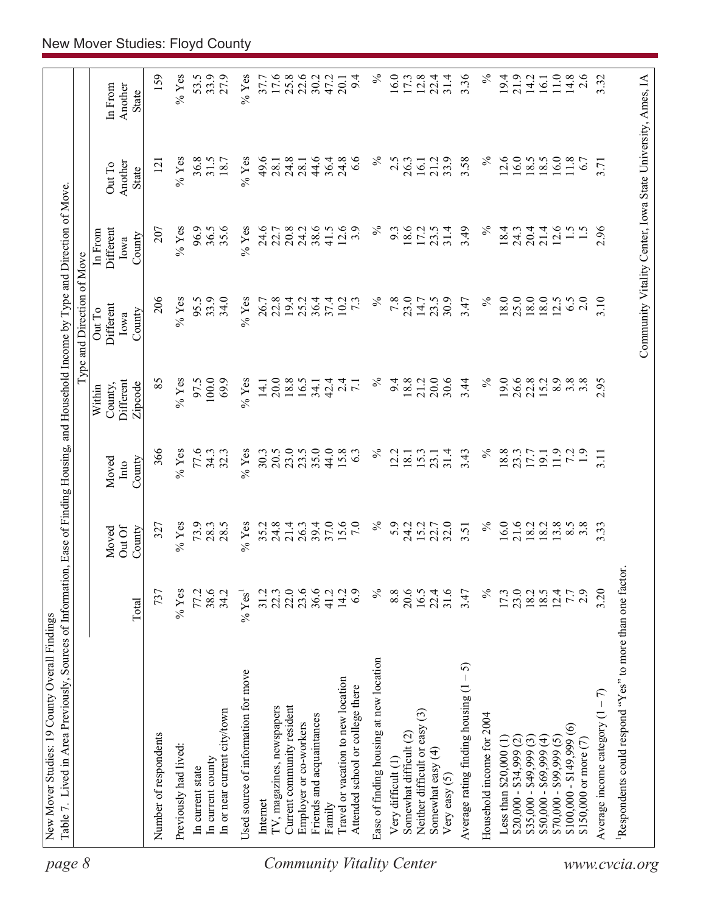New Mover Studies: 19 County Overall Findings

Table 7. Lived in Area Previously, Sources of Information, Ease of Finding Housing, and Household Income by Type and Direction of Move.

| | | Type and Direction of Move | | | | | | |
|---|---|---|---|---|---|---|---|---|
| | Total | Moved Out Of County | Moved Into County | Within County, Different Zipcode | Out To Different Iowa County | In From Different Iowa County | Out To Another State | In From Another State |
| Number of respondents | 737 | 327 | 366 | 85 | 206 | 207 | 121 | 159 |
| Previously had lived: | % Yes | % Yes | % Yes | % Yes | % Yes | % Yes | % Yes | % Yes |
| In current state | 77.2 | 73.9 | 77.6 | 97.5 | 95.5 | 96.9 | 36.8 | 53.5 |
| In current county | 38.6 | 28.3 | 34.3 | 100.0 | 33.9 | 36.5 | 31.5 | 33.9 |
| In or near current city/town | 34.2 | 28.5 | 32.3 | 69.9 | 34.0 | 35.6 | 18.7 | 27.9 |
| Used source of information for move | % Yes[1] | % Yes | % Yes | % Yes | % Yes | % Yes | % Yes | % Yes |
| Internet | 31.2 | 35.2 | 30.3 | 14.1 | 26.7 | 24.6 | 49.6 | 37.7 |
| TV, magazines, newspapers | 22.3 | 24.8 | 20.5 | 20.0 | 22.8 | 22.7 | 28.1 | 17.6 |
| Current community resident | 22.0 | 21.4 | 23.0 | 18.8 | 19.4 | 20.8 | 24.8 | 25.8 |
| Employer or co-workers | 23.6 | 26.3 | 23.5 | 16.5 | 25.2 | 24.2 | 28.1 | 22.6 |
| Friends and acquaintances | 36.6 | 39.4 | 35.0 | 34.1 | 36.4 | 38.6 | 44.6 | 30.2 |
| Family | 41.2 | 37.0 | 44.0 | 42.4 | 37.4 | 41.5 | 36.4 | 47.2 |
| Travel or vacation to new location | 14.2 | 15.6 | 15.8 | 2.4 | 10.2 | 12.6 | 24.8 | 20.1 |
| Attended school or college there | 6.9 | 7.0 | 6.3 | 7.1 | 7.3 | 3.9 | 6.6 | 9.4 |
| Ease of finding housing at new location | % | % | % | % | % | % | % | % |
| Very difficult (1) | 8.8 | 5.9 | 12.2 | 9.4 | 7.8 | 9.3 | 2.5 | 16.0 |
| Somewhat difficult (2) | 20.6 | 24.2 | 18.1 | 18.8 | 23.0 | 18.6 | 26.3 | 17.3 |
| Neither difficult or easy (3) | 16.5 | 15.2 | 15.3 | 21.2 | 14.7 | 17.2 | 16.1 | 12.8 |
| Somewhat easy (4) | 22.4 | 22.7 | 23.1 | 20.0 | 23.5 | 23.5 | 21.2 | 22.4 |
| Very easy (5) | 31.6 | 32.0 | 31.4 | 30.6 | 30.9 | 31.4 | 33.9 | 31.4 |
| Average rating finding housing (1 – 5) | 3.47 | 3.51 | 3.43 | 3.44 | 3.47 | 3.49 | 3.58 | 3.36 |
| Household income for 2004 | % | % | % | % | % | % | % | % |
| Less than $20,000 (1) | 17.3 | 16.0 | 18.8 | 19.0 | 18.0 | 18.4 | 12.6 | 19.4 |
| $20,000 - $34,999 (2) | 23.0 | 21.6 | 23.3 | 26.6 | 25.0 | 24.3 | 16.0 | 21.9 |
| $35,000 - $49,999 (3) | 18.2 | 18.2 | 17.7 | 22.8 | 18.0 | 20.4 | 18.5 | 14.2 |
| $50,000 - $69,999 (4) | 18.5 | 18.2 | 19.1 | 15.2 | 18.0 | 21.4 | 18.5 | 16.1 |
| $70,000 - $99,999 (5) | 12.4 | 13.8 | 11.9 | 8.9 | 12.5 | 12.6 | 16.0 | 11.0 |
| $100,000 - $149,999 (6) | 7.7 | 8.5 | 7.2 | 3.8 | 6.5 | 1.5 | 11.8 | 14.8 |
| $150,000 or more (7) | 2.9 | 3.8 | 1.9 | 3.8 | 2.0 | 1.5 | 6.7 | 2.6 |
| Average income category (1 – 7) | 3.20 | 3.33 | 3.11 | 2.95 | 3.10 | 2.96 | 3.71 | 3.32 |

[1]Respondents could respond "Yes" to more than one factor.

Community Vitality Center, Iowa State University, Ames, IA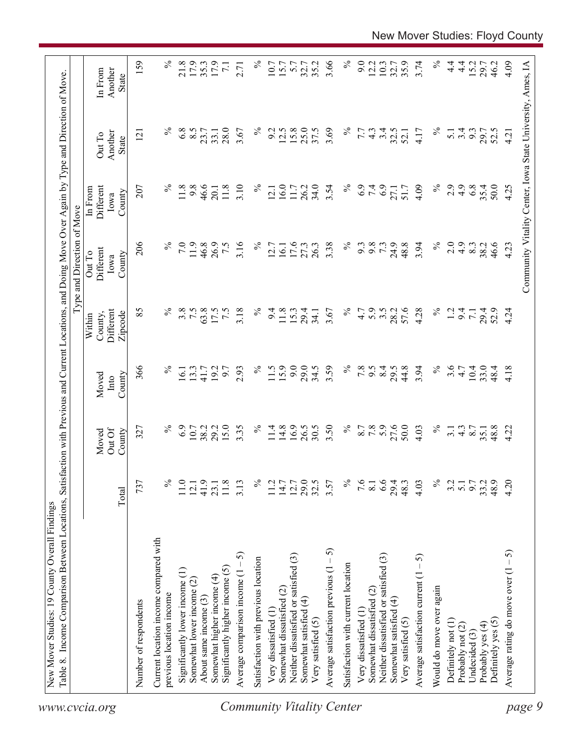New Mover Studies: 19 County Overall Findings

Table 8. Income Comparison Between Locations, Satisfaction with Previous and Current Locations, and Doing Move Over Again by Type and Direction of Move.

| | Total | Moved Out Of County | Moved Into County | Type and Direction of Move | | | | |
|---|---|---|---|---|---|---|---|---|
| | | | | Within County, Different Zipcode | Out To Different Iowa County | In From Different Iowa County | Out To Another State | In From Another State |
| Number of respondents | 737 | 327 | 366 | 85 | 206 | 207 | 121 | 159 |
| Current location income compared with previous location income | % | % | % | % | % | % | % | % |
| Significantly lower income (1) | 11.0 | 6.9 | 16.1 | 3.8 | 7.0 | 11.8 | 6.8 | 21.8 |
| Somewhat lower income (2) | 12.1 | 10.7 | 13.3 | 7.5 | 11.9 | 9.8 | 8.5 | 17.9 |
| About same income (3) | 41.9 | 38.2 | 41.7 | 63.8 | 46.8 | 46.6 | 23.7 | 35.3 |
| Somewhat higher income (4) | 23.1 | 29.2 | 19.2 | 17.5 | 26.9 | 20.1 | 33.1 | 17.9 |
| Significantly higher income (5) | 11.8 | 15.0 | 9.7 | 7.5 | 7.5 | 11.8 | 28.0 | 7.1 |
| Average comparison income (1 – 5) | 3.13 | 3.35 | 2.93 | 3.18 | 3.16 | 3.10 | 3.67 | 2.71 |
| Satisfaction with previous location | % | % | % | % | % | % | % | % |
| Very dissatisfied (1) | 11.2 | 11.4 | 11.5 | 9.4 | 12.7 | 12.1 | 9.2 | 10.7 |
| Somewhat dissatisfied (2) | 14.7 | 14.8 | 15.9 | 11.8 | 16.1 | 16.0 | 12.5 | 15.7 |
| Neither dissatisfied or satisfied (3) | 12.7 | 16.9 | 9.0 | 15.3 | 17.6 | 11.7 | 15.8 | 5.7 |
| Somewhat satisfied (4) | 29.0 | 26.5 | 29.0 | 29.4 | 27.3 | 26.2 | 25.0 | 32.7 |
| Very satisfied (5) | 32.5 | 30.5 | 34.5 | 34.1 | 26.3 | 34.0 | 37.5 | 35.2 |
| Average satisfaction previous (1 – 5) | 3.57 | 3.50 | 3.59 | 3.67 | 3.38 | 3.54 | 3.69 | 3.66 |
| Satisfaction with current location | % | % | % | % | % | % | % | % |
| Very dissatisfied (1) | 7.6 | 8.7 | 7.8 | 4.7 | 9.3 | 6.9 | 7.7 | 9.0 |
| Somewhat dissatisfied (2) | 8.1 | 7.8 | 9.5 | 5.9 | 9.8 | 7.4 | 4.3 | 12.2 |
| Neither dissatisfied or satisfied (3) | 6.6 | 5.9 | 8.4 | 3.5 | 7.3 | 6.9 | 3.4 | 10.3 |
| Somewhat satisfied (4) | 29.4 | 27.6 | 29.5 | 28.2 | 24.9 | 27.1 | 32.5 | 32.7 |
| Very satisfied (5) | 48.3 | 50.0 | 44.8 | 57.6 | 48.8 | 51.7 | 52.1 | 35.9 |
| Average satisfaction current (1 – 5) | 4.03 | 4.03 | 3.94 | 4.28 | 3.94 | 4.09 | 4.17 | 3.74 |
| Would do move over again | % | % | % | % | % | % | % | % |
| Definitely not (1) | 3.2 | 3.1 | 3.6 | 1.2 | 2.0 | 2.9 | 5.1 | 4.4 |
| Probably not (2) | 5.1 | 4.3 | 4.7 | 9.4 | 4.9 | 4.9 | 3.4 | 4.4 |
| Undecided (3) | 9.7 | 8.7 | 10.4 | 7.1 | 8.3 | 6.8 | 9.3 | 15.2 |
| Probably yes (4) | 33.2 | 35.1 | 33.0 | 29.4 | 38.2 | 35.4 | 29.7 | 29.7 |
| Definitely yes (5) | 48.9 | 48.8 | 48.4 | 52.9 | 46.6 | 50.0 | 52.5 | 46.2 |
| Average rating do move over (1 – 5) | 4.20 | 4.22 | 4.18 | 4.24 | 4.23 | 4.25 | 4.21 | 4.09 |

Community Vitality Center, Iowa State University, Ames, IA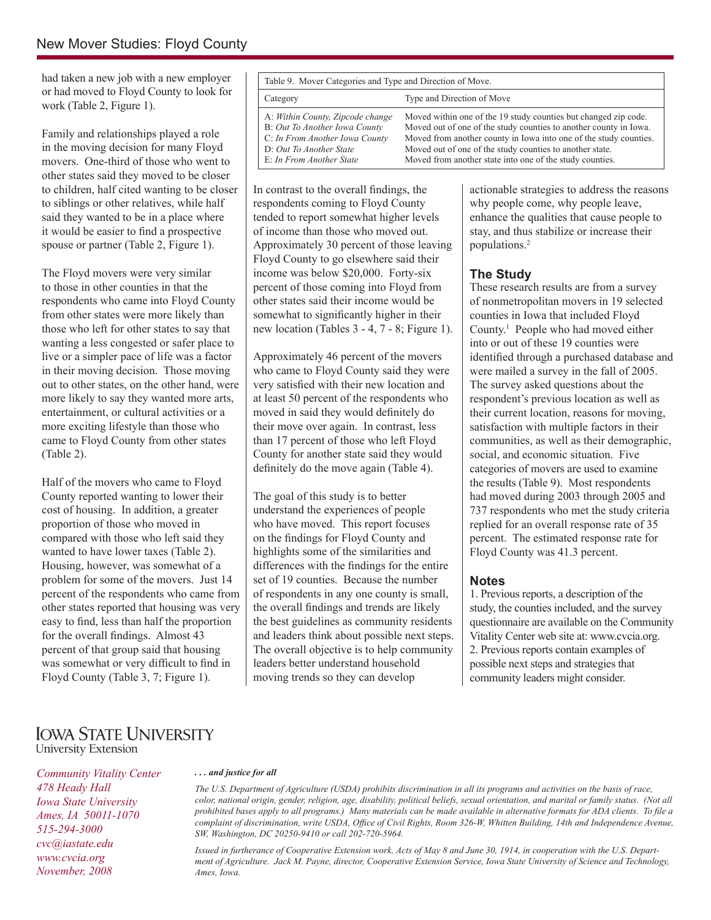had taken a new job with a new employer or had moved to Floyd County to look for work (Table 2, Figure 1).

Family and relationships played a role in the moving decision for many Floyd movers. One-third of those who went to other states said they moved to be closer to children, half cited wanting to be closer to siblings or other relatives, while half said they wanted to be in a place where it would be easier to find a prospective spouse or partner (Table 2, Figure 1).

The Floyd movers were very similar to those in other counties in that the respondents who came into Floyd County from other states were more likely than those who left for other states to say that wanting a less congested or safer place to live or a simpler pace of life was a factor in their moving decision. Those moving out to other states, on the other hand, were more likely to say they wanted more arts, entertainment, or cultural activities or a more exciting lifestyle than those who came to Floyd County from other states (Table 2).

Half of the movers who came to Floyd County reported wanting to lower their cost of housing. In addition, a greater proportion of those who moved in compared with those who left said they wanted to have lower taxes (Table 2). Housing, however, was somewhat of a problem for some of the movers. Just 14 percent of the respondents who came from other states reported that housing was very easy to find, less than half the proportion for the overall findings. Almost 43 percent of that group said that housing was somewhat or very difficult to find in Floyd County (Table 3, 7; Figure 1).

Table 9. Mover Categories and Type and Direction of Move.

| Category | Type and Direction of Move |
|---|---|
| A: *Within County, Zipcode change* | Moved within one of the 19 study counties but changed zip code. |
| B: *Out To Another Iowa County* | Moved out of one of the study counties to another county in Iowa. |
| C: *In From Another Iowa County* | Moved from another county in Iowa into one of the study counties. |
| D: *Out To Another State* | Moved out of one of the study counties to another state. |
| E: *In From Another State* | Moved from another state into one of the study counties. |

In contrast to the overall findings, the respondents coming to Floyd County tended to report somewhat higher levels of income than those who moved out. Approximately 30 percent of those leaving Floyd County to go elsewhere said their income was below $20,000. Forty-six percent of those coming into Floyd from other states said their income would be somewhat to significantly higher in their new location (Tables 3 - 4, 7 - 8; Figure 1).

Approximately 46 percent of the movers who came to Floyd County said they were very satisfied with their new location and at least 50 percent of the respondents who moved in said they would definitely do their move over again. In contrast, less than 17 percent of those who left Floyd County for another state said they would definitely do the move again (Table 4).

The goal of this study is to better understand the experiences of people who have moved. This report focuses on the findings for Floyd County and highlights some of the similarities and differences with the findings for the entire set of 19 counties. Because the number of respondents in any one county is small, the overall findings and trends are likely the best guidelines as community residents and leaders think about possible next steps. The overall objective is to help community leaders better understand household moving trends so they can develop actionable strategies to address the reasons why people come, why people leave, enhance the qualities that cause people to stay, and thus stabilize or increase their populations.[2]

## The Study

These research results are from a survey of nonmetropolitan movers in 19 selected counties in Iowa that included Floyd County.[1] People who had moved either into or out of these 19 counties were identified through a purchased database and were mailed a survey in the fall of 2005. The survey asked questions about the respondent's previous location as well as their current location, reasons for moving, satisfaction with multiple factors in their communities, as well as their demographic, social, and economic situation. Five categories of movers are used to examine the results (Table 9). Most respondents had moved during 2003 through 2005 and 737 respondents who met the study criteria replied for an overall response rate of 35 percent. The estimated response rate for Floyd County was 41.3 percent.

## Notes

1. Previous reports, a description of the study, the counties included, and the survey questionnaire are available on the Community Vitality Center web site at: www.cvcia.org.
2. Previous reports contain examples of possible next steps and strategies that community leaders might consider.

IOWA STATE UNIVERSITY
University Extension

*Community Vitality Center*
*478 Heady Hall*
*Iowa State University*
*Ames, IA 50011-1070*
*515-294-3000*
*cvc@iastate.edu*
*www.cvcia.org*
*November, 2008*

***. . . and justice for all***

*The U.S. Department of Agriculture (USDA) prohibits discrimination in all its programs and activities on the basis of race, color, national origin, gender, religion, age, disability, political beliefs, sexual orientation, and marital or family status. (Not all prohibited bases apply to all programs.) Many materials can be made available in alternative formats for ADA clients. To file a complaint of discrimination, write USDA, Office of Civil Rights, Room 326-W, Whitten Building, 14th and Independence Avenue, SW, Washington, DC 20250-9410 or call 202-720-5964.*

*Issued in furtherance of Cooperative Extension work, Acts of May 8 and June 30, 1914, in cooperation with the U.S. Department of Agriculture. Jack M. Payne, director, Cooperative Extension Service, Iowa State University of Science and Technology, Ames, Iowa.*